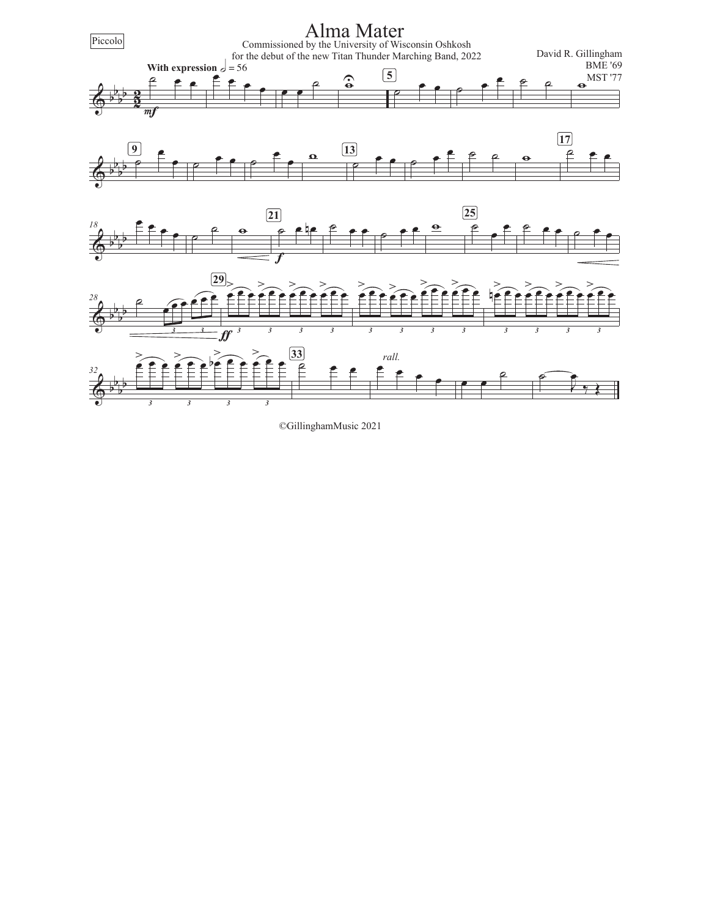Piccolo

# Alma Mater

Commissioned by the University of Wisconsin Oshkosh
for the debut of the new Titan Thunder Marching Band, 2022

David R. Gillingham
BME '69
MST '77

©GillinghamMusic 2021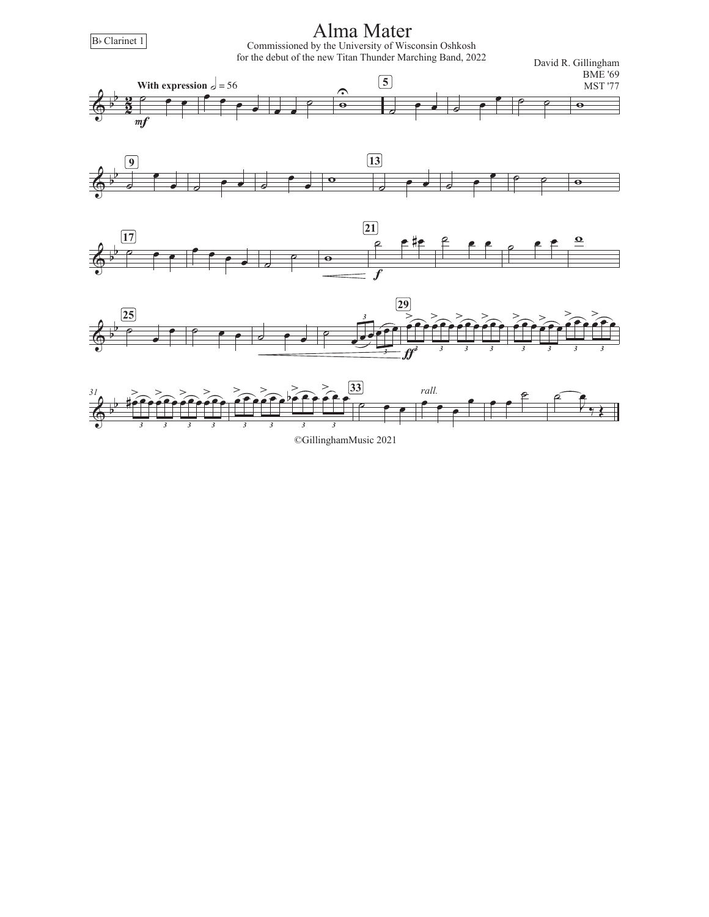B♭ Clarinet 1

# Alma Mater

Commissioned by the University of Wisconsin Oshkosh
for the debut of the new Titan Thunder Marching Band, 2022

David R. Gillingham
BME '69
MST '77

©GillinghamMusic 2021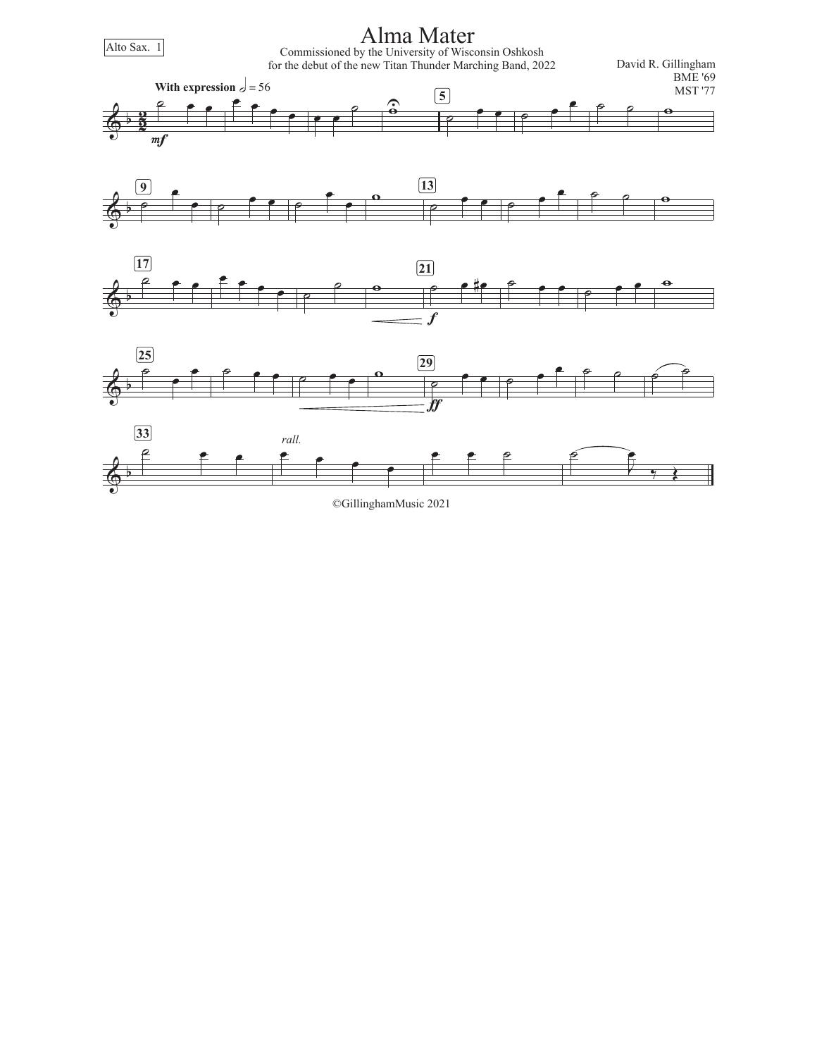Alto Sax. 1

# Alma Mater

Commissioned by the University of Wisconsin Oshkosh
for the debut of the new Titan Thunder Marching Band, 2022

David R. Gillingham
BME '69
MST '77

**With expression** 𝅗𝅥 = 56

©GillinghamMusic 2021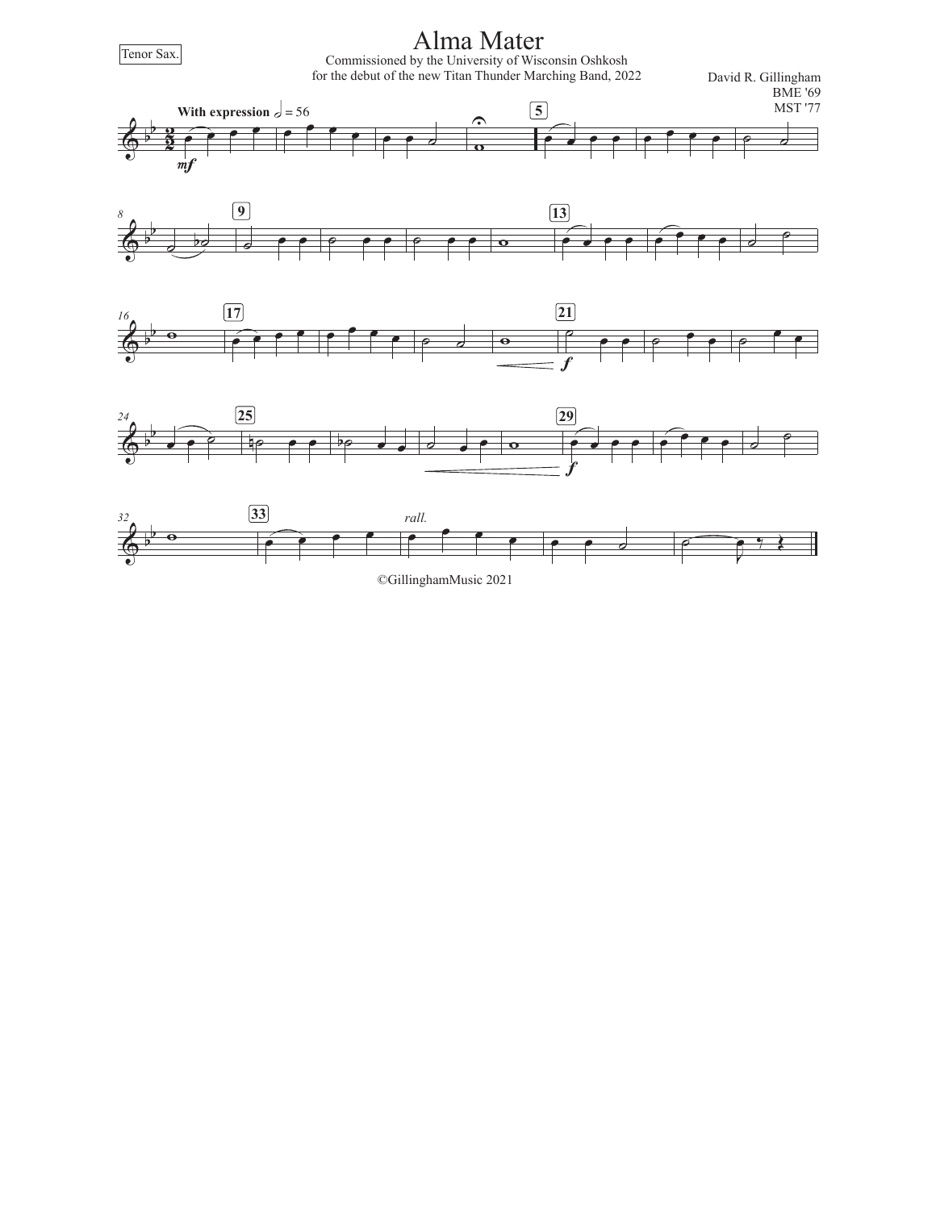Tenor Sax.

# Alma Mater

Commissioned by the University of Wisconsin Oshkosh
for the debut of the new Titan Thunder Marching Band, 2022

David R. Gillingham
BME '69
MST '77

**With expression** 𝅗𝅥 = 56

*mf*

5

8 9 13

16 17 21

*f*

24 25 29

*f*

32 33 *rall.*

©GillinghamMusic 2021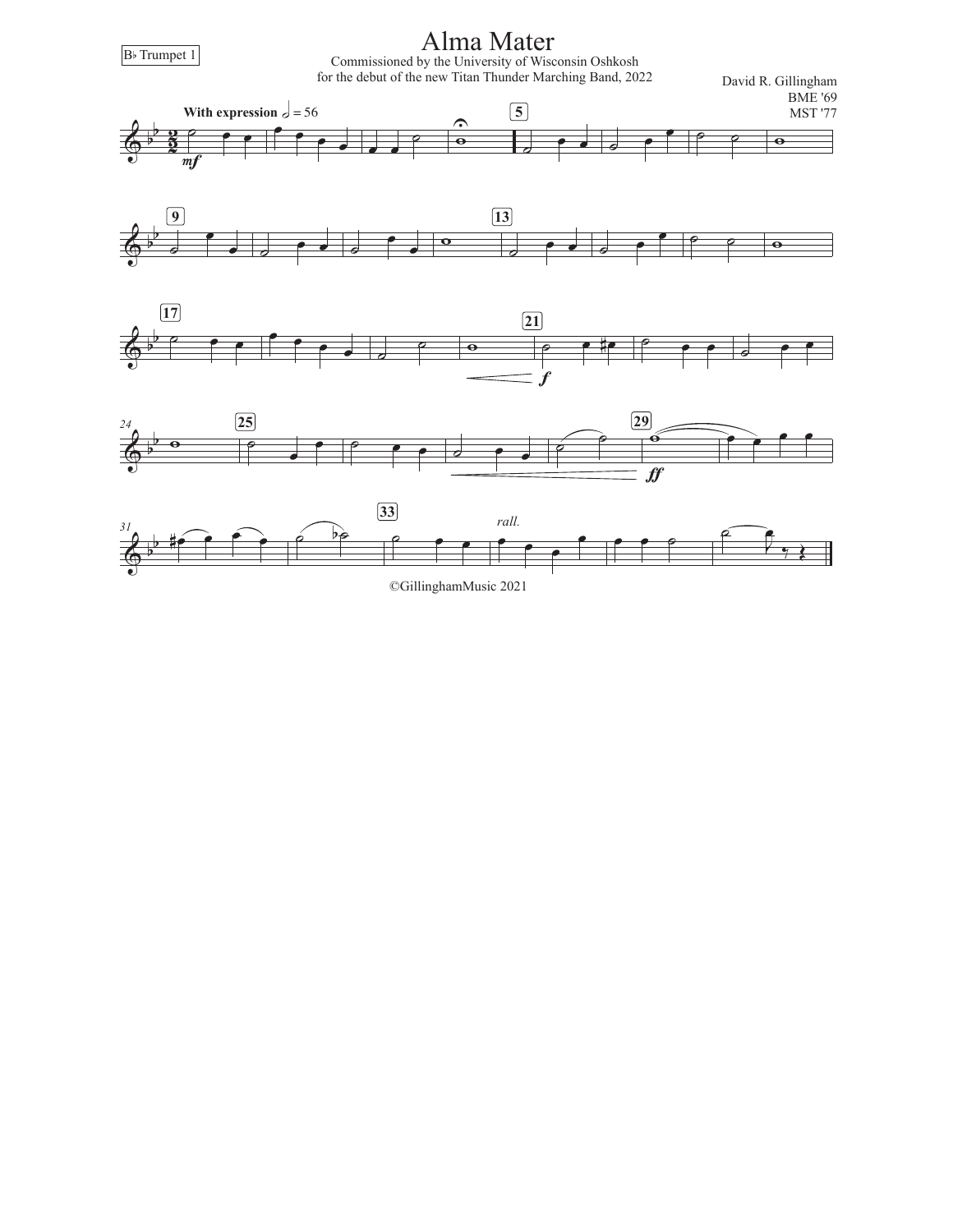B♭ Trumpet 1

# Alma Mater

Commissioned by the University of Wisconsin Oshkosh
for the debut of the new Titan Thunder Marching Band, 2022

David R. Gillingham
BME '69
MST '77

©GillinghamMusic 2021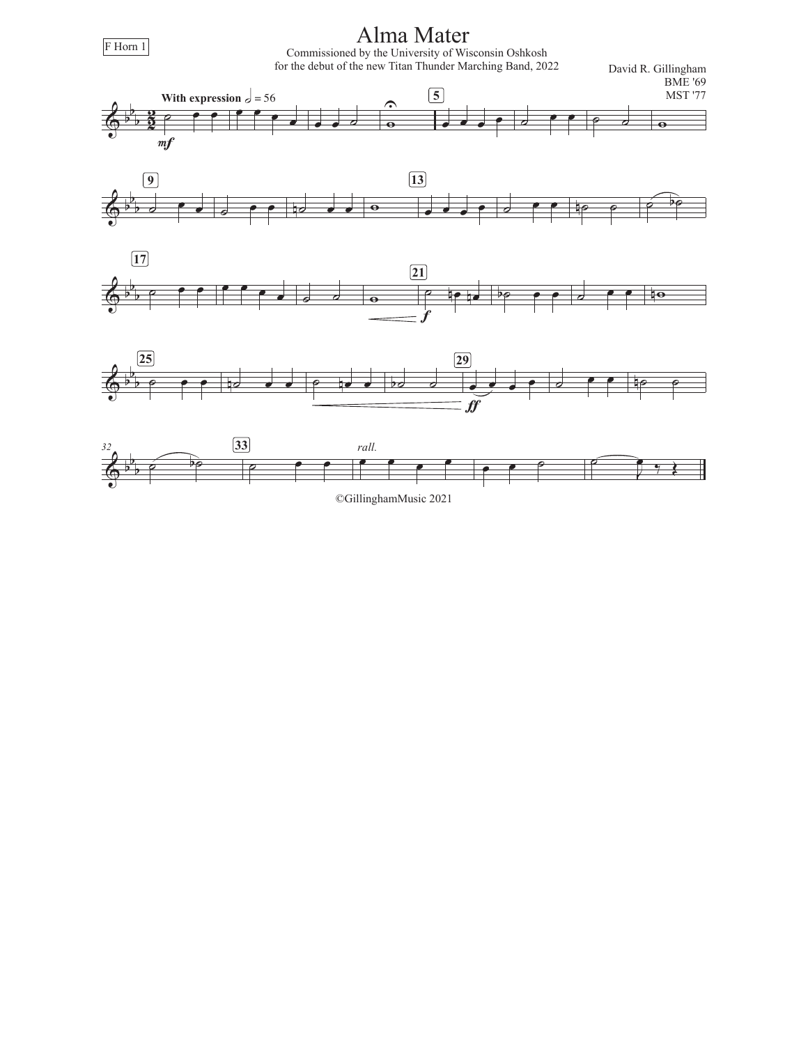F Horn 1

# Alma Mater

Commissioned by the University of Wisconsin Oshkosh
for the debut of the new Titan Thunder Marching Band, 2022

David R. Gillingham
BME '69
MST '77

©GillinghamMusic 2021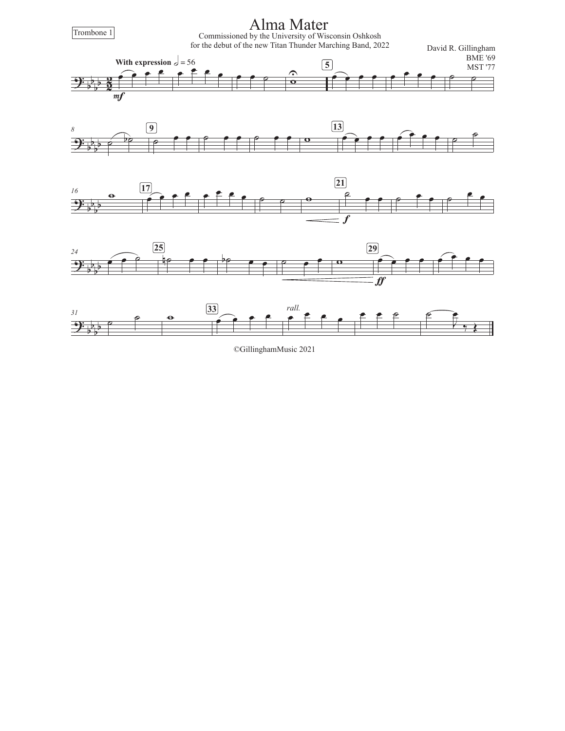Trombone 1

# Alma Mater

Commissioned by the University of Wisconsin Oshkosh
for the debut of the new Titan Thunder Marching Band, 2022

David R. Gillingham
BME '69
MST '77

**With expression** 𝅗𝅥 = 56

©GillinghamMusic 2021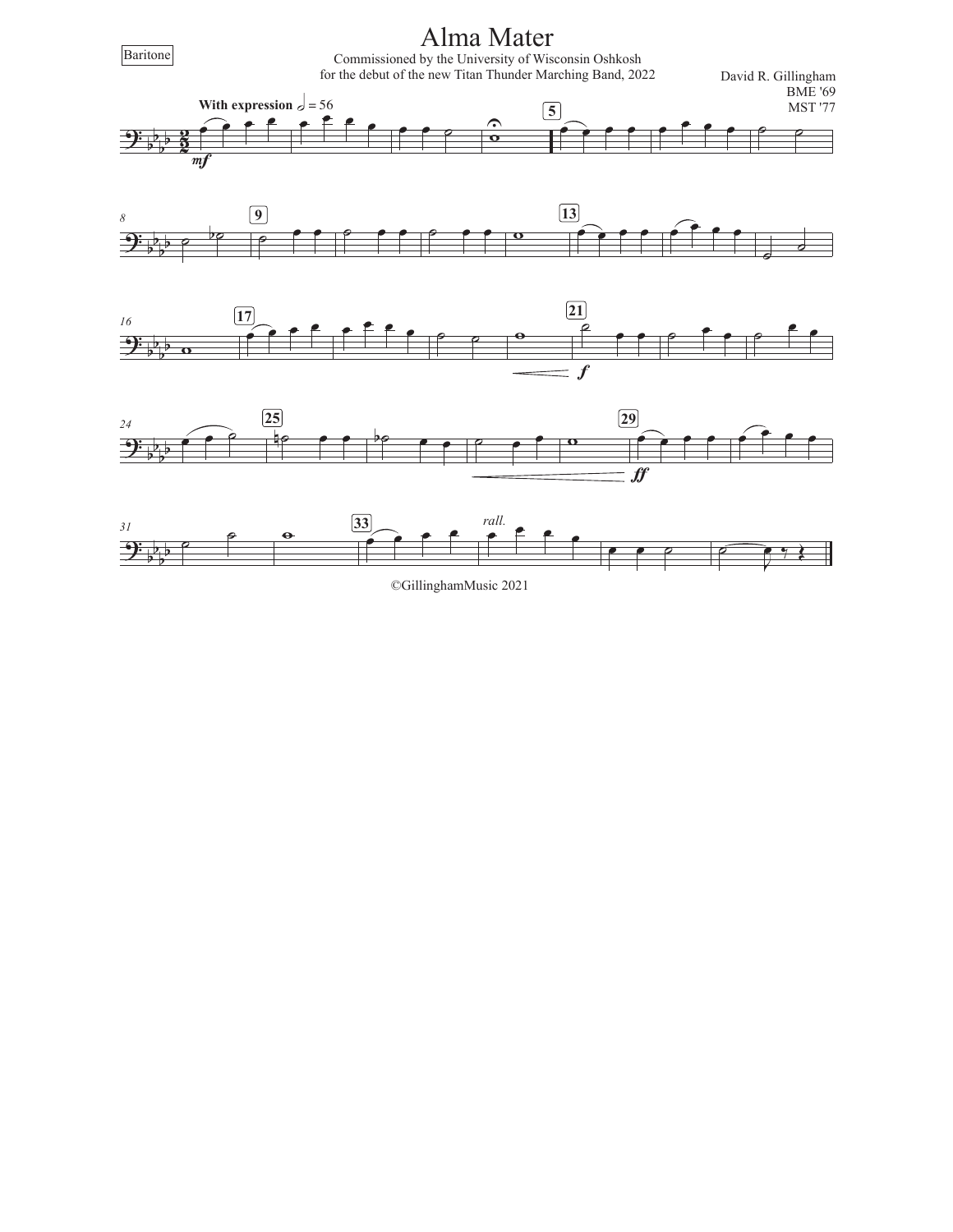Baritone

# Alma Mater

Commissioned by the University of Wisconsin Oshkosh
for the debut of the new Titan Thunder Marching Band, 2022

David R. Gillingham
BME '69
MST '77

©GillinghamMusic 2021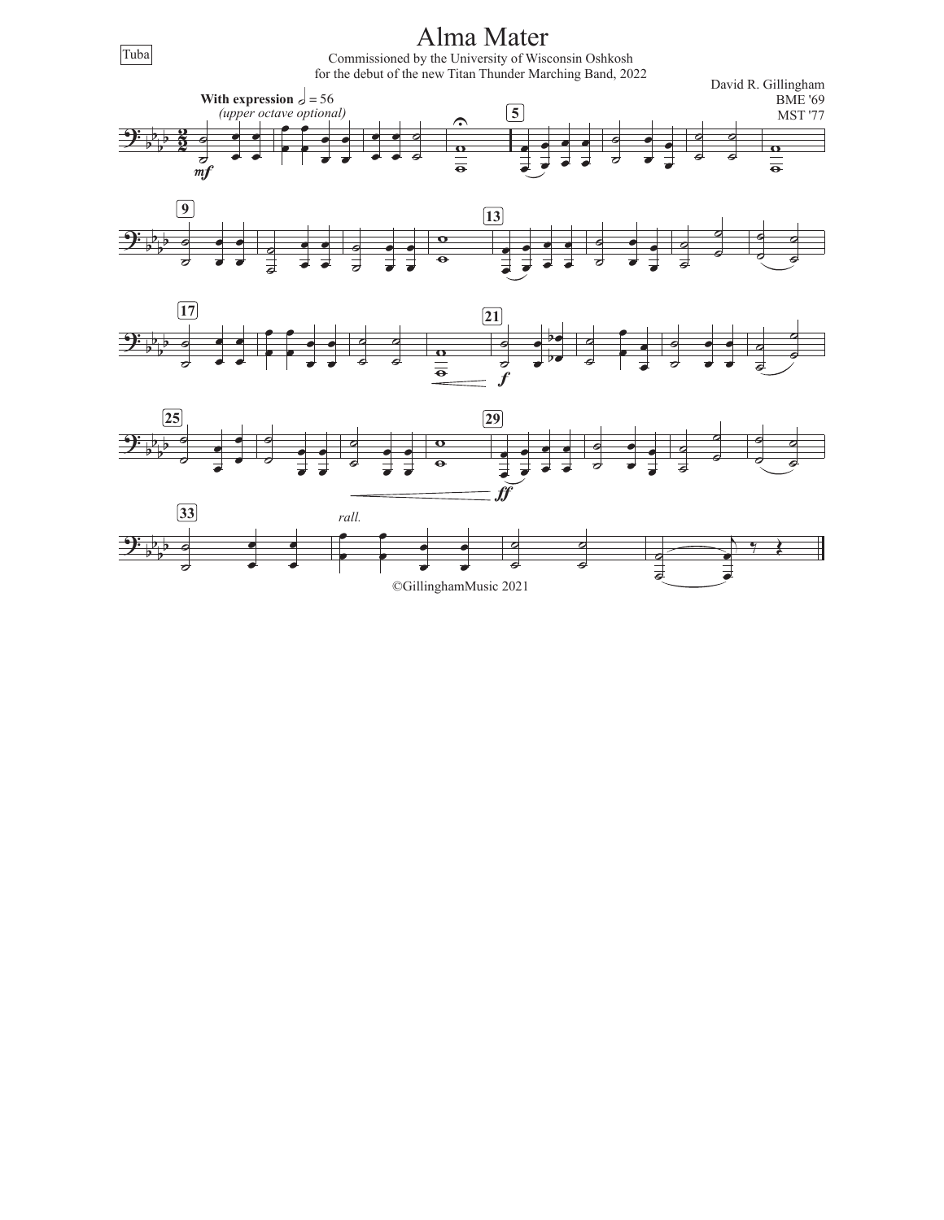Tuba

# Alma Mater

Commissioned by the University of Wisconsin Oshkosh
for the debut of the new Titan Thunder Marching Band, 2022

David R. Gillingham
BME '69
MST '77

**With expression** 𝅗𝅥 = 56
*(upper octave optional)*

*mf*

5

9

13

17

21

*f*

25

29

*ff*

33

*rall.*

©GillinghamMusic 2021